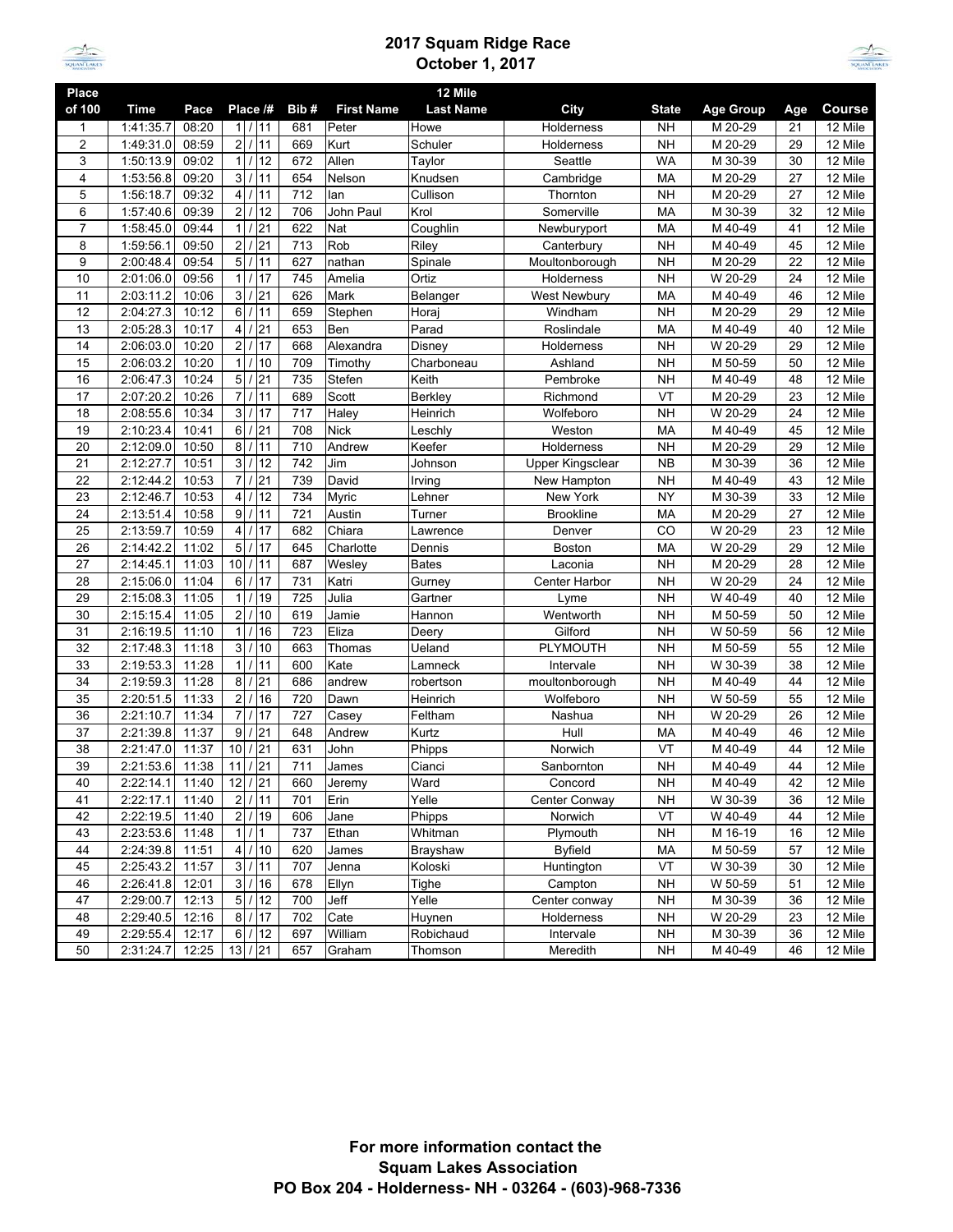# 2017 Squam Ridge Race
## October 1, 2017

| Place of 100 | Time | Pace | Place /# | Bib # | First Name | Last Name | City | State | Age Group | Age | Course |
|---|---|---|---|---|---|---|---|---|---|---|---|
| 1 | 1:41:35.7 | 08:20 | 1 / 11 | 681 | Peter | Howe | Holderness | NH | M 20-29 | 21 | 12 Mile |
| 2 | 1:49:31.0 | 08:59 | 2 / 11 | 669 | Kurt | Schuler | Holderness | NH | M 20-29 | 29 | 12 Mile |
| 3 | 1:50:13.9 | 09:02 | 1 / 12 | 672 | Allen | Taylor | Seattle | WA | M 30-39 | 30 | 12 Mile |
| 4 | 1:53:56.8 | 09:20 | 3 / 11 | 654 | Nelson | Knudsen | Cambridge | MA | M 20-29 | 27 | 12 Mile |
| 5 | 1:56:18.7 | 09:32 | 4 / 11 | 712 | Ian | Cullison | Thornton | NH | M 20-29 | 27 | 12 Mile |
| 6 | 1:57:40.6 | 09:39 | 2 / 12 | 706 | John Paul | Krol | Somerville | MA | M 30-39 | 32 | 12 Mile |
| 7 | 1:58:45.0 | 09:44 | 1 / 21 | 622 | Nat | Coughlin | Newburyport | MA | M 40-49 | 41 | 12 Mile |
| 8 | 1:59:56.1 | 09:50 | 2 / 21 | 713 | Rob | Riley | Canterbury | NH | M 40-49 | 45 | 12 Mile |
| 9 | 2:00:48.4 | 09:54 | 5 / 11 | 627 | nathan | Spinale | Moultonborough | NH | M 20-29 | 22 | 12 Mile |
| 10 | 2:01:06.0 | 09:56 | 1 / 17 | 745 | Amelia | Ortiz | Holderness | NH | W 20-29 | 24 | 12 Mile |
| 11 | 2:03:11.2 | 10:06 | 3 / 21 | 626 | Mark | Belanger | West Newbury | MA | M 40-49 | 46 | 12 Mile |
| 12 | 2:04:27.3 | 10:12 | 6 / 11 | 659 | Stephen | Horaj | Windham | NH | M 20-29 | 29 | 12 Mile |
| 13 | 2:05:28.3 | 10:17 | 4 / 21 | 653 | Ben | Parad | Roslindale | MA | M 40-49 | 40 | 12 Mile |
| 14 | 2:06:03.0 | 10:20 | 2 / 17 | 668 | Alexandra | Disney | Holderness | NH | W 20-29 | 29 | 12 Mile |
| 15 | 2:06:03.2 | 10:20 | 1 / 10 | 709 | Timothy | Charboneau | Ashland | NH | M 50-59 | 50 | 12 Mile |
| 16 | 2:06:47.3 | 10:24 | 5 / 21 | 735 | Stefen | Keith | Pembroke | NH | M 40-49 | 48 | 12 Mile |
| 17 | 2:07:20.2 | 10:26 | 7 / 11 | 689 | Scott | Berkley | Richmond | VT | M 20-29 | 23 | 12 Mile |
| 18 | 2:08:55.6 | 10:34 | 3 / 17 | 717 | Haley | Heinrich | Wolfeboro | NH | W 20-29 | 24 | 12 Mile |
| 19 | 2:10:23.4 | 10:41 | 6 / 21 | 708 | Nick | Leschly | Weston | MA | M 40-49 | 45 | 12 Mile |
| 20 | 2:12:09.0 | 10:50 | 8 / 11 | 710 | Andrew | Keefer | Holderness | NH | M 20-29 | 29 | 12 Mile |
| 21 | 2:12:27.7 | 10:51 | 3 / 12 | 742 | Jim | Johnson | Upper Kingsclear | NB | M 30-39 | 36 | 12 Mile |
| 22 | 2:12:44.2 | 10:53 | 7 / 21 | 739 | David | Irving | New Hampton | NH | M 40-49 | 43 | 12 Mile |
| 23 | 2:12:46.7 | 10:53 | 4 / 12 | 734 | Myric | Lehner | New York | NY | M 30-39 | 33 | 12 Mile |
| 24 | 2:13:51.4 | 10:58 | 9 / 11 | 721 | Austin | Turner | Brookline | MA | M 20-29 | 27 | 12 Mile |
| 25 | 2:13:59.7 | 10:59 | 4 / 17 | 682 | Chiara | Lawrence | Denver | CO | W 20-29 | 23 | 12 Mile |
| 26 | 2:14:42.2 | 11:02 | 5 / 17 | 645 | Charlotte | Dennis | Boston | MA | W 20-29 | 29 | 12 Mile |
| 27 | 2:14:45.1 | 11:03 | 10 / 11 | 687 | Wesley | Bates | Laconia | NH | M 20-29 | 28 | 12 Mile |
| 28 | 2:15:06.0 | 11:04 | 6 / 17 | 731 | Katri | Gurney | Center Harbor | NH | W 20-29 | 24 | 12 Mile |
| 29 | 2:15:08.3 | 11:05 | 1 / 19 | 725 | Julia | Gartner | Lyme | NH | W 40-49 | 40 | 12 Mile |
| 30 | 2:15:15.4 | 11:05 | 2 / 10 | 619 | Jamie | Hannon | Wentworth | NH | M 50-59 | 50 | 12 Mile |
| 31 | 2:16:19.5 | 11:10 | 1 / 16 | 723 | Eliza | Deery | Gilford | NH | W 50-59 | 56 | 12 Mile |
| 32 | 2:17:48.3 | 11:18 | 3 / 10 | 663 | Thomas | Ueland | PLYMOUTH | NH | M 50-59 | 55 | 12 Mile |
| 33 | 2:19:53.3 | 11:28 | 1 / 11 | 600 | Kate | Lamneck | Intervale | NH | W 30-39 | 38 | 12 Mile |
| 34 | 2:19:59.3 | 11:28 | 8 / 21 | 686 | andrew | robertson | moultonborough | NH | M 40-49 | 44 | 12 Mile |
| 35 | 2:20:51.5 | 11:33 | 2 / 16 | 720 | Dawn | Heinrich | Wolfeboro | NH | W 50-59 | 55 | 12 Mile |
| 36 | 2:21:10.7 | 11:34 | 7 / 17 | 727 | Casey | Feltham | Nashua | NH | W 20-29 | 26 | 12 Mile |
| 37 | 2:21:39.8 | 11:37 | 9 / 21 | 648 | Andrew | Kurtz | Hull | MA | M 40-49 | 46 | 12 Mile |
| 38 | 2:21:47.0 | 11:37 | 10 / 21 | 631 | John | Phipps | Norwich | VT | M 40-49 | 44 | 12 Mile |
| 39 | 2:21:53.6 | 11:38 | 11 / 21 | 711 | James | Cianci | Sanbornton | NH | M 40-49 | 44 | 12 Mile |
| 40 | 2:22:14.1 | 11:40 | 12 / 21 | 660 | Jeremy | Ward | Concord | NH | M 40-49 | 42 | 12 Mile |
| 41 | 2:22:17.1 | 11:40 | 2 / 11 | 701 | Erin | Yelle | Center Conway | NH | W 30-39 | 36 | 12 Mile |
| 42 | 2:22:19.5 | 11:40 | 2 / 19 | 606 | Jane | Phipps | Norwich | VT | W 40-49 | 44 | 12 Mile |
| 43 | 2:23:53.6 | 11:48 | 1 / 1 | 737 | Ethan | Whitman | Plymouth | NH | M 16-19 | 16 | 12 Mile |
| 44 | 2:24:39.8 | 11:51 | 4 / 10 | 620 | James | Brayshaw | Byfield | MA | M 50-59 | 57 | 12 Mile |
| 45 | 2:25:43.2 | 11:57 | 3 / 11 | 707 | Jenna | Koloski | Huntington | VT | W 30-39 | 30 | 12 Mile |
| 46 | 2:26:41.8 | 12:01 | 3 / 16 | 678 | Ellyn | Tighe | Campton | NH | W 50-59 | 51 | 12 Mile |
| 47 | 2:29:00.7 | 12:13 | 5 / 12 | 700 | Jeff | Yelle | Center conway | NH | M 30-39 | 36 | 12 Mile |
| 48 | 2:29:40.5 | 12:16 | 8 / 17 | 702 | Cate | Huynen | Holderness | NH | W 20-29 | 23 | 12 Mile |
| 49 | 2:29:55.4 | 12:17 | 6 / 12 | 697 | William | Robichaud | Intervale | NH | M 30-39 | 36 | 12 Mile |
| 50 | 2:31:24.7 | 12:25 | 13 / 21 | 657 | Graham | Thomson | Meredith | NH | M 40-49 | 46 | 12 Mile |

**For more information contact the**
**Squam Lakes Association**
**PO Box 204 - Holderness- NH - 03264 - (603)-968-7336**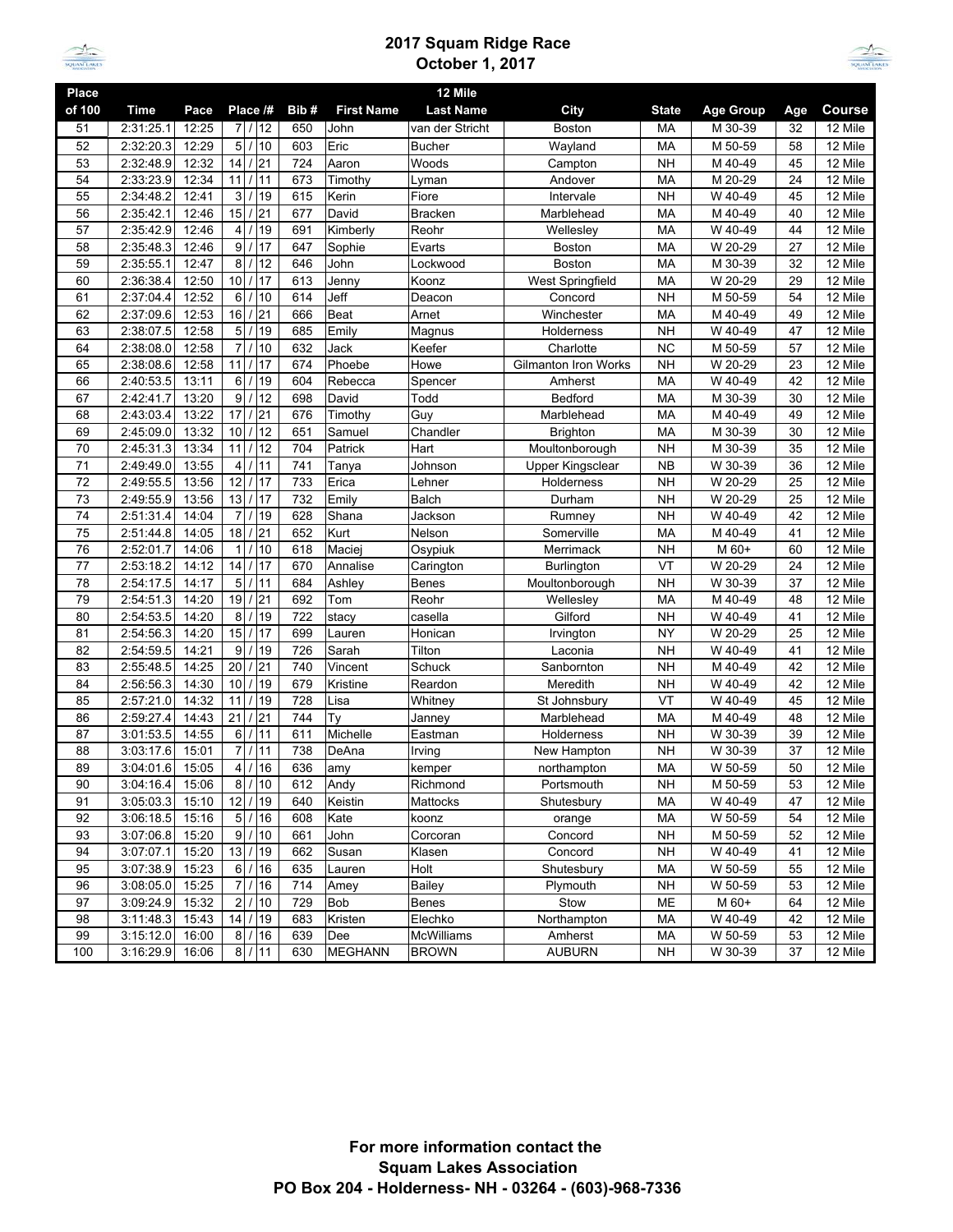## 2017 Squam Ridge Race
## October 1, 2017

| Place of 100 | Time | Pace | Place /# | Bib # | First Name | 12 Mile Last Name | City | State | Age Group | Age | Course |
|---|---|---|---|---|---|---|---|---|---|---|---|
| 51 | 2:31:25.1 | 12:25 | 7 / 12 | 650 | John | van der Stricht | Boston | MA | M 30-39 | 32 | 12 Mile |
| 52 | 2:32:20.3 | 12:29 | 5 / 10 | 603 | Eric | Bucher | Wayland | MA | M 50-59 | 58 | 12 Mile |
| 53 | 2:32:48.9 | 12:32 | 14 / 21 | 724 | Aaron | Woods | Campton | NH | M 40-49 | 45 | 12 Mile |
| 54 | 2:33:23.9 | 12:34 | 11 / 11 | 673 | Timothy | Lyman | Andover | MA | M 20-29 | 24 | 12 Mile |
| 55 | 2:34:48.2 | 12:41 | 3 / 19 | 615 | Kerin | Fiore | Intervale | NH | W 40-49 | 45 | 12 Mile |
| 56 | 2:35:42.1 | 12:46 | 15 / 21 | 677 | David | Bracken | Marblehead | MA | M 40-49 | 40 | 12 Mile |
| 57 | 2:35:42.9 | 12:46 | 4 / 19 | 691 | Kimberly | Reohr | Wellesley | MA | W 40-49 | 44 | 12 Mile |
| 58 | 2:35:48.3 | 12:46 | 9 / 17 | 647 | Sophie | Evarts | Boston | MA | W 20-29 | 27 | 12 Mile |
| 59 | 2:35:55.1 | 12:47 | 8 / 12 | 646 | John | Lockwood | Boston | MA | M 30-39 | 32 | 12 Mile |
| 60 | 2:36:38.4 | 12:50 | 10 / 17 | 613 | Jenny | Koonz | West Springfield | MA | W 20-29 | 29 | 12 Mile |
| 61 | 2:37:04.4 | 12:52 | 6 / 10 | 614 | Jeff | Deacon | Concord | NH | M 50-59 | 54 | 12 Mile |
| 62 | 2:37:09.6 | 12:53 | 16 / 21 | 666 | Beat | Arnet | Winchester | MA | M 40-49 | 49 | 12 Mile |
| 63 | 2:38:07.5 | 12:58 | 5 / 19 | 685 | Emily | Magnus | Holderness | NH | W 40-49 | 47 | 12 Mile |
| 64 | 2:38:08.0 | 12:58 | 7 / 10 | 632 | Jack | Keefer | Charlotte | NC | M 50-59 | 57 | 12 Mile |
| 65 | 2:38:08.6 | 12:58 | 11 / 17 | 674 | Phoebe | Howe | Gilmanton Iron Works | NH | W 20-29 | 23 | 12 Mile |
| 66 | 2:40:53.5 | 13:11 | 6 / 19 | 604 | Rebecca | Spencer | Amherst | MA | W 40-49 | 42 | 12 Mile |
| 67 | 2:42:41.7 | 13:20 | 9 / 12 | 698 | David | Todd | Bedford | MA | M 30-39 | 30 | 12 Mile |
| 68 | 2:43:03.4 | 13:22 | 17 / 21 | 676 | Timothy | Guy | Marblehead | MA | M 40-49 | 49 | 12 Mile |
| 69 | 2:45:09.0 | 13:32 | 10 / 12 | 651 | Samuel | Chandler | Brighton | MA | M 30-39 | 30 | 12 Mile |
| 70 | 2:45:31.3 | 13:34 | 11 / 12 | 704 | Patrick | Hart | Moultonborough | NH | M 30-39 | 35 | 12 Mile |
| 71 | 2:49:49.0 | 13:55 | 4 / 11 | 741 | Tanya | Johnson | Upper Kingsclear | NB | W 30-39 | 36 | 12 Mile |
| 72 | 2:49:55.5 | 13:56 | 12 / 17 | 733 | Erica | Lehner | Holderness | NH | W 20-29 | 25 | 12 Mile |
| 73 | 2:49:55.9 | 13:56 | 13 / 17 | 732 | Emily | Balch | Durham | NH | W 20-29 | 25 | 12 Mile |
| 74 | 2:51:31.4 | 14:04 | 7 / 19 | 628 | Shana | Jackson | Rumney | NH | W 40-49 | 42 | 12 Mile |
| 75 | 2:51:44.8 | 14:05 | 18 / 21 | 652 | Kurt | Nelson | Somerville | MA | M 40-49 | 41 | 12 Mile |
| 76 | 2:52:01.7 | 14:06 | 1 / 10 | 618 | Maciej | Osypiuk | Merrimack | NH | M 60+ | 60 | 12 Mile |
| 77 | 2:53:18.2 | 14:12 | 14 / 17 | 670 | Annalise | Carington | Burlington | VT | W 20-29 | 24 | 12 Mile |
| 78 | 2:54:17.5 | 14:17 | 5 / 11 | 684 | Ashley | Benes | Moultonborough | NH | W 30-39 | 37 | 12 Mile |
| 79 | 2:54:51.3 | 14:20 | 19 / 21 | 692 | Tom | Reohr | Wellesley | MA | M 40-49 | 48 | 12 Mile |
| 80 | 2:54:53.5 | 14:20 | 8 / 19 | 722 | stacy | casella | Gilford | NH | W 40-49 | 41 | 12 Mile |
| 81 | 2:54:56.3 | 14:20 | 15 / 17 | 699 | Lauren | Honican | Irvington | NY | W 20-29 | 25 | 12 Mile |
| 82 | 2:54:59.5 | 14:21 | 9 / 19 | 726 | Sarah | Tilton | Laconia | NH | W 40-49 | 41 | 12 Mile |
| 83 | 2:55:48.5 | 14:25 | 20 / 21 | 740 | Vincent | Schuck | Sanbornton | NH | M 40-49 | 42 | 12 Mile |
| 84 | 2:56:56.3 | 14:30 | 10 / 19 | 679 | Kristine | Reardon | Meredith | NH | W 40-49 | 42 | 12 Mile |
| 85 | 2:57:21.0 | 14:32 | 11 / 19 | 728 | Lisa | Whitney | St Johnsbury | VT | W 40-49 | 45 | 12 Mile |
| 86 | 2:59:27.4 | 14:43 | 21 / 21 | 744 | Ty | Janney | Marblehead | MA | M 40-49 | 48 | 12 Mile |
| 87 | 3:01:53.5 | 14:55 | 6 / 11 | 611 | Michelle | Eastman | Holderness | NH | W 30-39 | 39 | 12 Mile |
| 88 | 3:03:17.6 | 15:01 | 7 / 11 | 738 | DeAna | Irving | New Hampton | NH | W 30-39 | 37 | 12 Mile |
| 89 | 3:04:01.6 | 15:05 | 4 / 16 | 636 | amy | kemper | northampton | MA | W 50-59 | 50 | 12 Mile |
| 90 | 3:04:16.4 | 15:06 | 8 / 10 | 612 | Andy | Richmond | Portsmouth | NH | M 50-59 | 53 | 12 Mile |
| 91 | 3:05:03.3 | 15:10 | 12 / 19 | 640 | Keistin | Mattocks | Shutesbury | MA | W 40-49 | 47 | 12 Mile |
| 92 | 3:06:18.5 | 15:16 | 5 / 16 | 608 | Kate | koonz | orange | MA | W 50-59 | 54 | 12 Mile |
| 93 | 3:07:06.8 | 15:20 | 9 / 10 | 661 | John | Corcoran | Concord | NH | M 50-59 | 52 | 12 Mile |
| 94 | 3:07:07.1 | 15:20 | 13 / 19 | 662 | Susan | Klasen | Concord | NH | W 40-49 | 41 | 12 Mile |
| 95 | 3:07:38.9 | 15:23 | 6 / 16 | 635 | Lauren | Holt | Shutesbury | MA | W 50-59 | 55 | 12 Mile |
| 96 | 3:08:05.0 | 15:25 | 7 / 16 | 714 | Amey | Bailey | Plymouth | NH | W 50-59 | 53 | 12 Mile |
| 97 | 3:09:24.9 | 15:32 | 2 / 10 | 729 | Bob | Benes | Stow | ME | M 60+ | 64 | 12 Mile |
| 98 | 3:11:48.3 | 15:43 | 14 / 19 | 683 | Kristen | Elechko | Northampton | MA | W 40-49 | 42 | 12 Mile |
| 99 | 3:15:12.0 | 16:00 | 8 / 16 | 639 | Dee | McWilliams | Amherst | MA | W 50-59 | 53 | 12 Mile |
| 100 | 3:16:29.9 | 16:06 | 8 / 11 | 630 | MEGHANN | BROWN | AUBURN | NH | W 30-39 | 37 | 12 Mile |

**For more information contact the**
**Squam Lakes Association**
**PO Box 204 - Holderness- NH - 03264 - (603)-968-7336**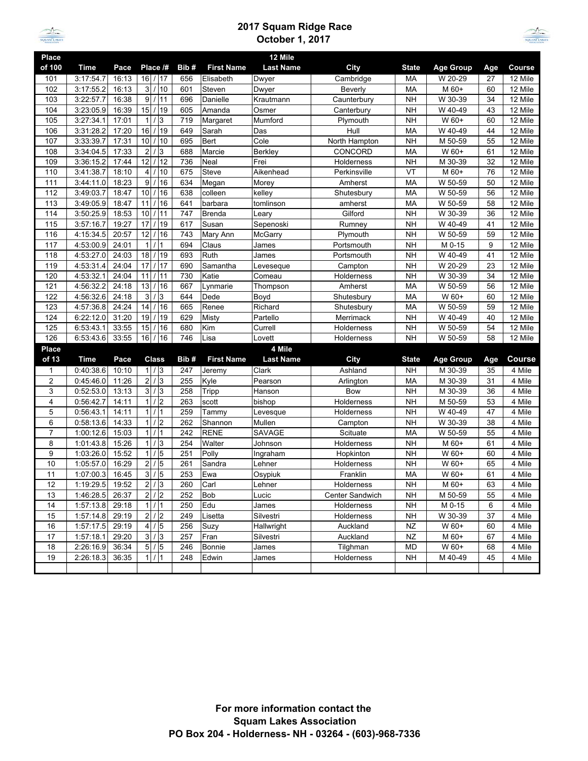## 2017 Squam Ridge Race
## October 1, 2017

| Place of 100 | Time | Pace | Place /# | Bib # | First Name | Last Name (12 Mile) | City | State | Age Group | Age | Course |
|---|---|---|---|---|---|---|---|---|---|---|---|
| 101 | 3:17:54.7 | 16:13 | 16 / 17 | 656 | Elisabeth | Dwyer | Cambridge | MA | W 20-29 | 27 | 12 Mile |
| 102 | 3:17:55.2 | 16:13 | 3 / 10 | 601 | Steven | Dwyer | Beverly | MA | M 60+ | 60 | 12 Mile |
| 103 | 3:22:57.7 | 16:38 | 9 / 11 | 696 | Danielle | Krautmann | Caunterbury | NH | W 30-39 | 34 | 12 Mile |
| 104 | 3:23:05.9 | 16:39 | 15 / 19 | 605 | Amanda | Osmer | Canterbury | NH | W 40-49 | 43 | 12 Mile |
| 105 | 3:27:34.1 | 17:01 | 1 / 3 | 719 | Margaret | Mumford | Plymouth | NH | W 60+ | 60 | 12 Mile |
| 106 | 3:31:28.2 | 17:20 | 16 / 19 | 649 | Sarah | Das | Hull | MA | W 40-49 | 44 | 12 Mile |
| 107 | 3:33:39.7 | 17:31 | 10 / 10 | 695 | Bert | Cole | North Hampton | NH | M 50-59 | 55 | 12 Mile |
| 108 | 3:34:04.5 | 17:33 | 2 / 3 | 688 | Marcie | Berkley | CONCORD | MA | W 60+ | 61 | 12 Mile |
| 109 | 3:36:15.2 | 17:44 | 12 / 12 | 736 | Neal | Frei | Holderness | NH | M 30-39 | 32 | 12 Mile |
| 110 | 3:41:38.7 | 18:10 | 4 / 10 | 675 | Steve | Aikenhead | Perkinsville | VT | M 60+ | 76 | 12 Mile |
| 111 | 3:44:11.0 | 18:23 | 9 / 16 | 634 | Megan | Morey | Amherst | MA | W 50-59 | 50 | 12 Mile |
| 112 | 3:49:03.7 | 18:47 | 10 / 16 | 638 | colleen | kelley | Shutesbury | MA | W 50-59 | 56 | 12 Mile |
| 113 | 3:49:05.9 | 18:47 | 11 / 16 | 641 | barbara | tomlinson | amherst | MA | W 50-59 | 58 | 12 Mile |
| 114 | 3:50:25.9 | 18:53 | 10 / 11 | 747 | Brenda | Leary | Gilford | NH | W 30-39 | 36 | 12 Mile |
| 115 | 3:57:16.7 | 19:27 | 17 / 19 | 617 | Susan | Sepenoski | Rumney | NH | W 40-49 | 41 | 12 Mile |
| 116 | 4:15:34.5 | 20:57 | 12 / 16 | 743 | Mary Ann | McGarry | Plymouth | NH | W 50-59 | 59 | 12 Mile |
| 117 | 4:53:00.9 | 24:01 | 1 / 1 | 694 | Claus | James | Portsmouth | NH | M 0-15 | 9 | 12 Mile |
| 118 | 4:53:27.0 | 24:03 | 18 / 19 | 693 | Ruth | James | Portsmouth | NH | W 40-49 | 41 | 12 Mile |
| 119 | 4:53:31.4 | 24:04 | 17 / 17 | 690 | Samantha | Leveseque | Campton | NH | W 20-29 | 23 | 12 Mile |
| 120 | 4:53:32.1 | 24:04 | 11 / 11 | 730 | Katie | Comeau | Holderness | NH | W 30-39 | 34 | 12 Mile |
| 121 | 4:56:32.2 | 24:18 | 13 / 16 | 667 | Lynmarie | Thompson | Amherst | MA | W 50-59 | 56 | 12 Mile |
| 122 | 4:56:32.6 | 24:18 | 3 / 3 | 644 | Dede | Boyd | Shutesbury | MA | W 60+ | 60 | 12 Mile |
| 123 | 4:57:36.8 | 24:24 | 14 / 16 | 665 | Renee | Richard | Shutesbury | MA | W 50-59 | 59 | 12 Mile |
| 124 | 6:22:12.0 | 31:20 | 19 / 19 | 629 | Misty | Partello | Merrimack | NH | W 40-49 | 40 | 12 Mile |
| 125 | 6:53:43.1 | 33:55 | 15 / 16 | 680 | Kim | Currell | Holderness | NH | W 50-59 | 54 | 12 Mile |
| 126 | 6:53:43.6 | 33:55 | 16 / 16 | 746 | Lisa | Lovett | Holderness | NH | W 50-59 | 58 | 12 Mile |

| Place of 13 | Time | Pace | Class | Bib # | First Name | Last Name (4 Mile) | City | State | Age Group | Age | Course |
|---|---|---|---|---|---|---|---|---|---|---|---|
| 1 | 0:40:38.6 | 10:10 | 1 / 3 | 247 | Jeremy | Clark | Ashland | NH | M 30-39 | 35 | 4 Mile |
| 2 | 0:45:46.0 | 11:26 | 2 / 3 | 255 | Kyle | Pearson | Arlington | MA | M 30-39 | 31 | 4 Mile |
| 3 | 0:52:53.0 | 13:13 | 3 / 3 | 258 | Tripp | Hanson | Bow | NH | M 30-39 | 36 | 4 Mile |
| 4 | 0:56:42.7 | 14:11 | 1 / 2 | 263 | scott | bishop | Holderness | NH | M 50-59 | 53 | 4 Mile |
| 5 | 0:56:43.1 | 14:11 | 1 / 1 | 259 | Tammy | Levesque | Holderness | NH | W 40-49 | 47 | 4 Mile |
| 6 | 0:58:13.6 | 14:33 | 1 / 2 | 262 | Shannon | Mullen | Campton | NH | W 30-39 | 38 | 4 Mile |
| 7 | 1:00:12.6 | 15:03 | 1 / 1 | 242 | RENE | SAVAGE | Scituate | MA | W 50-59 | 55 | 4 Mile |
| 8 | 1:01:43.8 | 15:26 | 1 / 3 | 254 | Walter | Johnson | Holderness | NH | M 60+ | 61 | 4 Mile |
| 9 | 1:03:26.0 | 15:52 | 1 / 5 | 251 | Polly | Ingraham | Hopkinton | NH | W 60+ | 60 | 4 Mile |
| 10 | 1:05:57.0 | 16:29 | 2 / 5 | 261 | Sandra | Lehner | Holderness | NH | W 60+ | 65 | 4 Mile |
| 11 | 1:07:00.3 | 16:45 | 3 / 5 | 253 | Ewa | Osypiuk | Franklin | MA | W 60+ | 61 | 4 Mile |
| 12 | 1:19:29.5 | 19:52 | 2 / 3 | 260 | Carl | Lehner | Holderness | NH | M 60+ | 63 | 4 Mile |
| 13 | 1:46:28.5 | 26:37 | 2 / 2 | 252 | Bob | Lucic | Center Sandwich | NH | M 50-59 | 55 | 4 Mile |
| 14 | 1:57:13.8 | 29:18 | 1 / 1 | 250 | Edu | James | Holderness | NH | M 0-15 | 6 | 4 Mile |
| 15 | 1:57:14.8 | 29:19 | 2 / 2 | 249 | Lisetta | Silvestri | Holderness | NH | W 30-39 | 37 | 4 Mile |
| 16 | 1:57:17.5 | 29:19 | 4 / 5 | 256 | Suzy | Hallwright | Auckland | NZ | W 60+ | 60 | 4 Mile |
| 17 | 1:57:18.1 | 29:20 | 3 / 3 | 257 | Fran | Silvestri | Auckland | NZ | M 60+ | 67 | 4 Mile |
| 18 | 2:26:16.9 | 36:34 | 5 / 5 | 246 | Bonnie | James | Tilghman | MD | W 60+ | 68 | 4 Mile |
| 19 | 2:26:18.3 | 36:35 | 1 / 1 | 248 | Edwin | James | Holderness | NH | M 40-49 | 45 | 4 Mile |

**For more information contact the Squam Lakes Association**
**PO Box 204 - Holderness- NH - 03264 - (603)-968-7336**